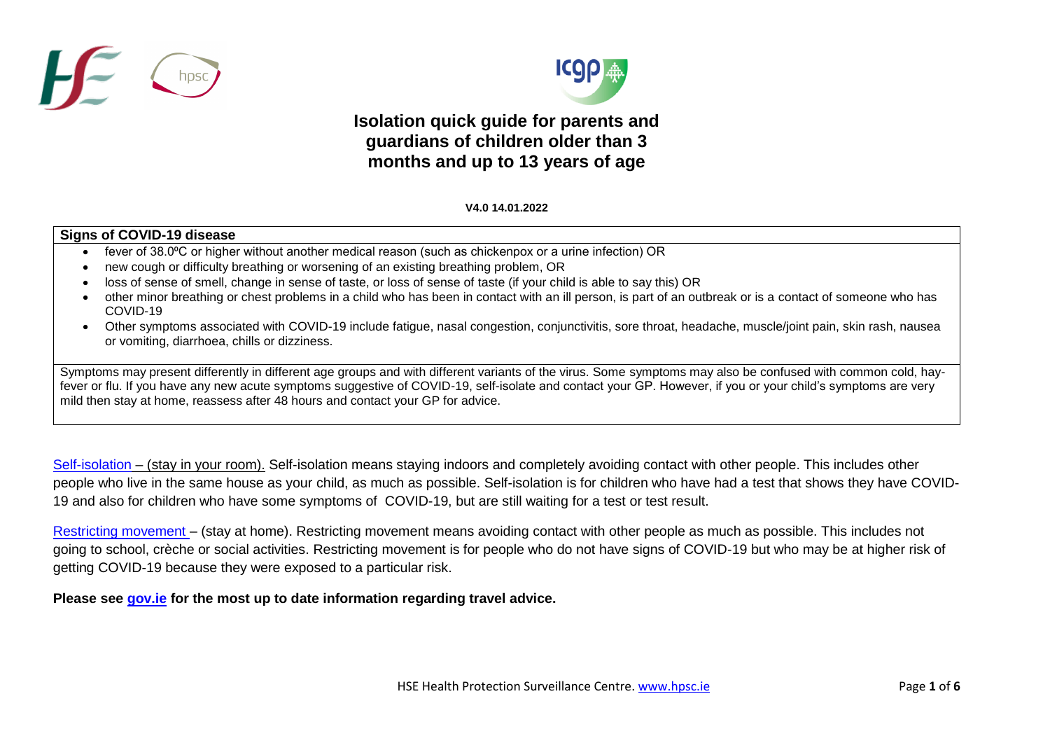# Isolation quick guide for parents and guardians of children older than 3 months and up to 13 years of age

**V4.0 14.01.2022**

**Signs of COVID-19 disease**

- fever of 38.0ºC or higher without another medical reason (such as chickenpox or a urine infection) OR
- new cough or difficulty breathing or worsening of an existing breathing problem, OR
- loss of sense of smell, change in sense of taste, or loss of sense of taste (if your child is able to say this) OR
- other minor breathing or chest problems in a child who has been in contact with an ill person, is part of an outbreak or is a contact of someone who has COVID-19
- Other symptoms associated with COVID-19 include fatigue, nasal congestion, conjunctivitis, sore throat, headache, muscle/joint pain, skin rash, nausea or vomiting, diarrhoea, chills or dizziness.

Symptoms may present differently in different age groups and with different variants of the virus. Some symptoms may also be confused with common cold, hay-fever or flu. If you have any new acute symptoms suggestive of COVID-19, self-isolate and contact your GP. However, if you or your child's symptoms are very mild then stay at home, reassess after 48 hours and contact your GP for advice.

Self-isolation – (stay in your room). Self-isolation means staying indoors and completely avoiding contact with other people. This includes other people who live in the same house as your child, as much as possible. Self-isolation is for children who have had a test that shows they have COVID-19 and also for children who have some symptoms of COVID-19, but are still waiting for a test or test result.

Restricting movement – (stay at home). Restricting movement means avoiding contact with other people as much as possible. This includes not going to school, crèche or social activities. Restricting movement is for people who do not have signs of COVID-19 but who may be at higher risk of getting COVID-19 because they were exposed to a particular risk.

**Please see gov.ie for the most up to date information regarding travel advice.**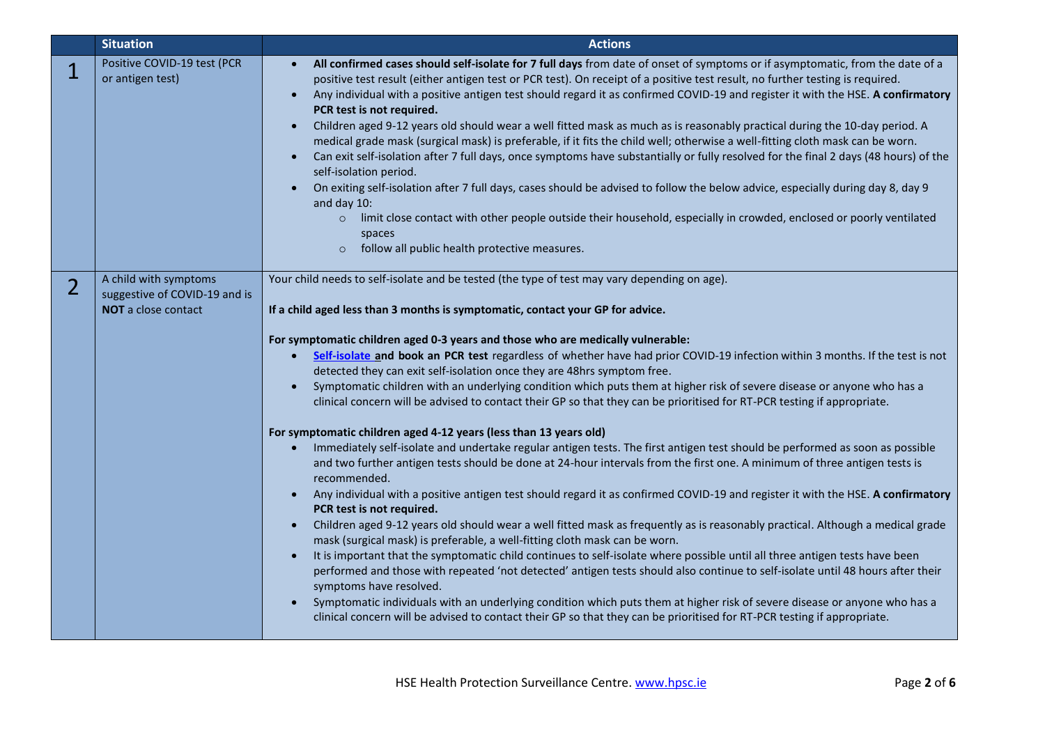| | Situation | Actions |
|---|---|---|
| 1 | Positive COVID-19 test (PCR or antigen test) | • **All confirmed cases should self-isolate for 7 full days** from date of onset of symptoms or if asymptomatic, from the date of a positive test result (either antigen test or PCR test). On receipt of a positive test result, no further testing is required.<br>• Any individual with a positive antigen test should regard it as confirmed COVID-19 and register it with the HSE. **A confirmatory PCR test is not required.**<br>• Children aged 9-12 years old should wear a well fitted mask as much as is reasonably practical during the 10-day period. A medical grade mask (surgical mask) is preferable, if it fits the child well; otherwise a well-fitting cloth mask can be worn.<br>• Can exit self-isolation after 7 full days, once symptoms have substantially or fully resolved for the final 2 days (48 hours) of the self-isolation period.<br>• On exiting self-isolation after 7 full days, cases should be advised to follow the below advice, especially during day 8, day 9 and day 10:<br>  ○ limit close contact with other people outside their household, especially in crowded, enclosed or poorly ventilated spaces<br>  ○ follow all public health protective measures. |
| 2 | A child with symptoms suggestive of COVID-19 and is **NOT** a close contact | Your child needs to self-isolate and be tested (the type of test may vary depending on age).<br><br>**If a child aged less than 3 months is symptomatic, contact your GP for advice.**<br><br>**For symptomatic children aged 0-3 years and those who are medically vulnerable:**<br>• **Self-isolate and book an PCR test** regardless of whether have had prior COVID-19 infection within 3 months. If the test is not detected they can exit self-isolation once they are 48hrs symptom free.<br>• Symptomatic children with an underlying condition which puts them at higher risk of severe disease or anyone who has a clinical concern will be advised to contact their GP so that they can be prioritised for RT-PCR testing if appropriate.<br><br>**For symptomatic children aged 4-12 years (less than 13 years old)**<br>• Immediately self-isolate and undertake regular antigen tests. The first antigen test should be performed as soon as possible and two further antigen tests should be done at 24-hour intervals from the first one. A minimum of three antigen tests is recommended.<br>• Any individual with a positive antigen test should regard it as confirmed COVID-19 and register it with the HSE. **A confirmatory PCR test is not required.**<br>• Children aged 9-12 years old should wear a well fitted mask as frequently as is reasonably practical. Although a medical grade mask (surgical mask) is preferable, a well-fitting cloth mask can be worn.<br>• It is important that the symptomatic child continues to self-isolate where possible until all three antigen tests have been performed and those with repeated 'not detected' antigen tests should also continue to self-isolate until 48 hours after their symptoms have resolved.<br>• Symptomatic individuals with an underlying condition which puts them at higher risk of severe disease or anyone who has a clinical concern will be advised to contact their GP so that they can be prioritised for RT-PCR testing if appropriate. |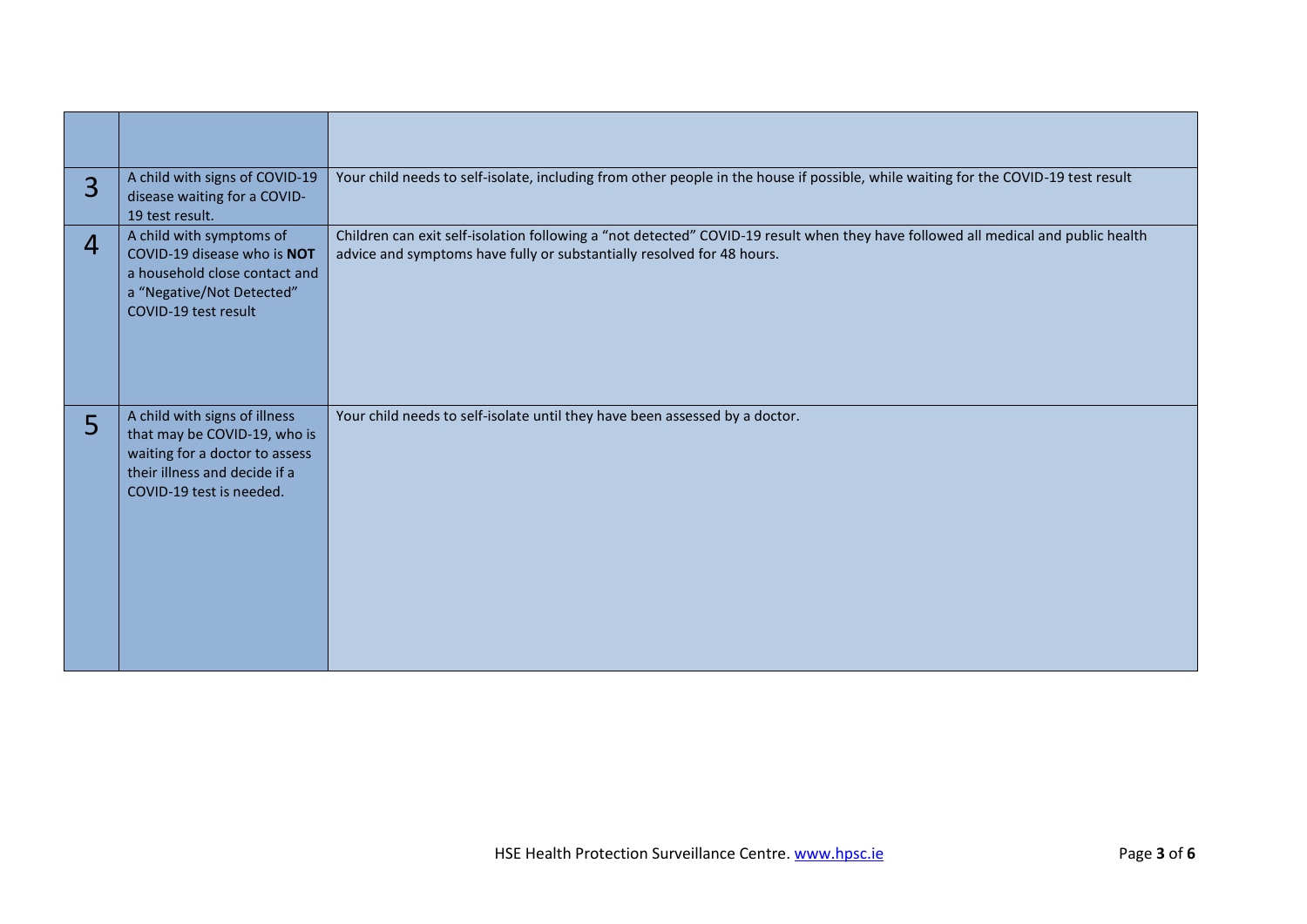| | | |
|---|---|---|
| 3 | A child with signs of COVID-19 disease waiting for a COVID-19 test result. | Your child needs to self-isolate, including from other people in the house if possible, while waiting for the COVID-19 test result |
| 4 | A child with symptoms of COVID-19 disease who is **NOT** a household close contact and a "Negative/Not Detected" COVID-19 test result | Children can exit self-isolation following a "not detected" COVID-19 result when they have followed all medical and public health advice and symptoms have fully or substantially resolved for 48 hours. |
| 5 | A child with signs of illness that may be COVID-19, who is waiting for a doctor to assess their illness and decide if a COVID-19 test is needed. | Your child needs to self-isolate until they have been assessed by a doctor. |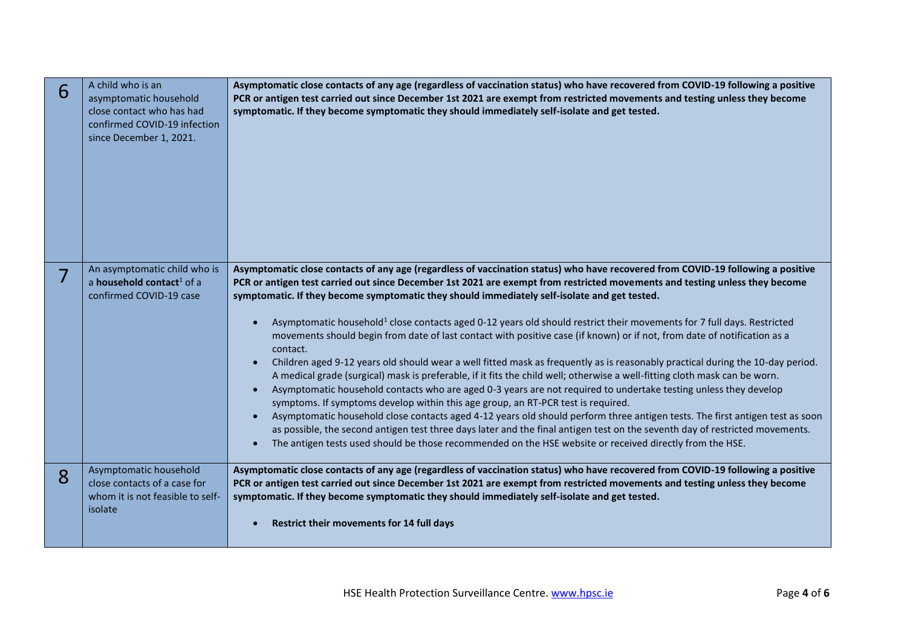| | | |
|---|---|---|
| 6 | A child who is an asymptomatic household close contact who has had confirmed COVID-19 infection since December 1, 2021. | **Asymptomatic close contacts of any age (regardless of vaccination status) who have recovered from COVID-19 following a positive PCR or antigen test carried out since December 1st 2021 are exempt from restricted movements and testing unless they become symptomatic. If they become symptomatic they should immediately self-isolate and get tested.** |
| 7 | An asymptomatic child who is a **household contact**[1] of a confirmed COVID-19 case | **Asymptomatic close contacts of any age (regardless of vaccination status) who have recovered from COVID-19 following a positive PCR or antigen test carried out since December 1st 2021 are exempt from restricted movements and testing unless they become symptomatic. If they become symptomatic they should immediately self-isolate and get tested.**<br><br>• Asymptomatic household[1] close contacts aged 0-12 years old should restrict their movements for 7 full days. Restricted movements should begin from date of last contact with positive case (if known) or if not, from date of notification as a contact.<br>• Children aged 9-12 years old should wear a well fitted mask as frequently as is reasonably practical during the 10-day period. A medical grade (surgical) mask is preferable, if it fits the child well; otherwise a well-fitting cloth mask can be worn.<br>• Asymptomatic household contacts who are aged 0-3 years are not required to undertake testing unless they develop symptoms. If symptoms develop within this age group, an RT-PCR test is required.<br>• Asymptomatic household close contacts aged 4-12 years old should perform three antigen tests. The first antigen test as soon as possible, the second antigen test three days later and the final antigen test on the seventh day of restricted movements.<br>• The antigen tests used should be those recommended on the HSE website or received directly from the HSE. |
| 8 | Asymptomatic household close contacts of a case for whom it is not feasible to self-isolate | **Asymptomatic close contacts of any age (regardless of vaccination status) who have recovered from COVID-19 following a positive PCR or antigen test carried out since December 1st 2021 are exempt from restricted movements and testing unless they become symptomatic. If they become symptomatic they should immediately self-isolate and get tested.**<br><br>• **Restrict their movements for 14 full days** |

HSE Health Protection Surveillance Centre. www.hpsc.ie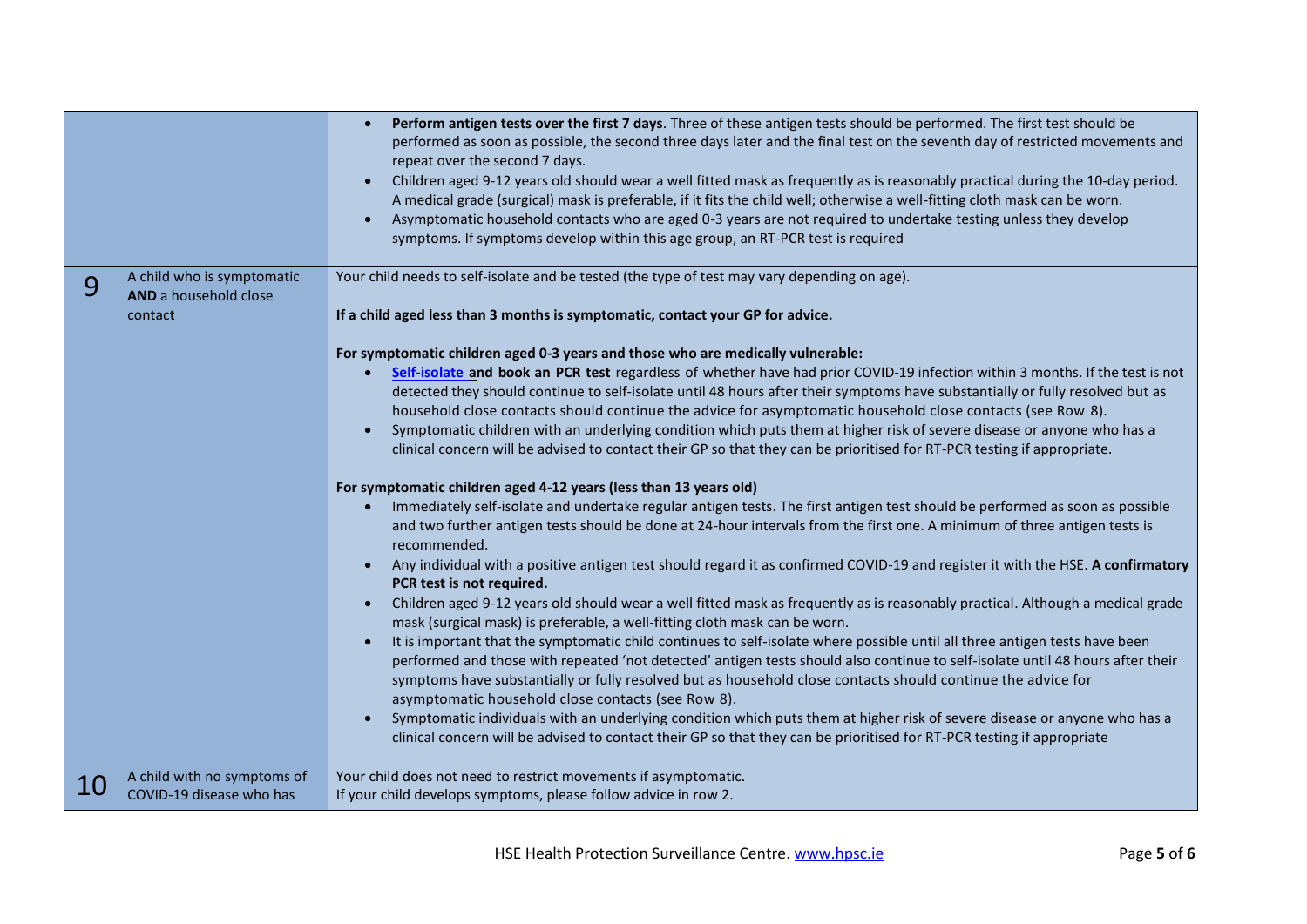| | | |
|---|---|---|
| | | • **Perform antigen tests over the first 7 days**. Three of these antigen tests should be performed. The first test should be performed as soon as possible, the second three days later and the final test on the seventh day of restricted movements and repeat over the second 7 days.<br>• Children aged 9-12 years old should wear a well fitted mask as frequently as is reasonably practical during the 10-day period. A medical grade (surgical) mask is preferable, if it fits the child well; otherwise a well-fitting cloth mask can be worn.<br>• Asymptomatic household contacts who are aged 0-3 years are not required to undertake testing unless they develop symptoms. If symptoms develop within this age group, an RT-PCR test is required |
| 9 | A child who is symptomatic **AND** a household close contact | Your child needs to self-isolate and be tested (the type of test may vary depending on age).<br><br>**If a child aged less than 3 months is symptomatic, contact your GP for advice.**<br><br>**For symptomatic children aged 0-3 years and those who are medically vulnerable:**<br>• **Self-isolate and book an PCR test** regardless of whether have had prior COVID-19 infection within 3 months. If the test is not detected they should continue to self-isolate until 48 hours after their symptoms have substantially or fully resolved but as household close contacts should continue the advice for asymptomatic household close contacts (see Row 8).<br>• Symptomatic children with an underlying condition which puts them at higher risk of severe disease or anyone who has a clinical concern will be advised to contact their GP so that they can be prioritised for RT-PCR testing if appropriate.<br><br>**For symptomatic children aged 4-12 years (less than 13 years old)**<br>• Immediately self-isolate and undertake regular antigen tests. The first antigen test should be performed as soon as possible and two further antigen tests should be done at 24-hour intervals from the first one. A minimum of three antigen tests is recommended.<br>• Any individual with a positive antigen test should regard it as confirmed COVID-19 and register it with the HSE. **A confirmatory PCR test is not required.**<br>• Children aged 9-12 years old should wear a well fitted mask as frequently as is reasonably practical. Although a medical grade mask (surgical mask) is preferable, a well-fitting cloth mask can be worn.<br>• It is important that the symptomatic child continues to self-isolate where possible until all three antigen tests have been performed and those with repeated 'not detected' antigen tests should also continue to self-isolate until 48 hours after their symptoms have substantially or fully resolved but as household close contacts should continue the advice for asymptomatic household close contacts (see Row 8).<br>• Symptomatic individuals with an underlying condition which puts them at higher risk of severe disease or anyone who has a clinical concern will be advised to contact their GP so that they can be prioritised for RT-PCR testing if appropriate |
| 10 | A child with no symptoms of COVID-19 disease who has | Your child does not need to restrict movements if asymptomatic.<br>If your child develops symptoms, please follow advice in row 2. |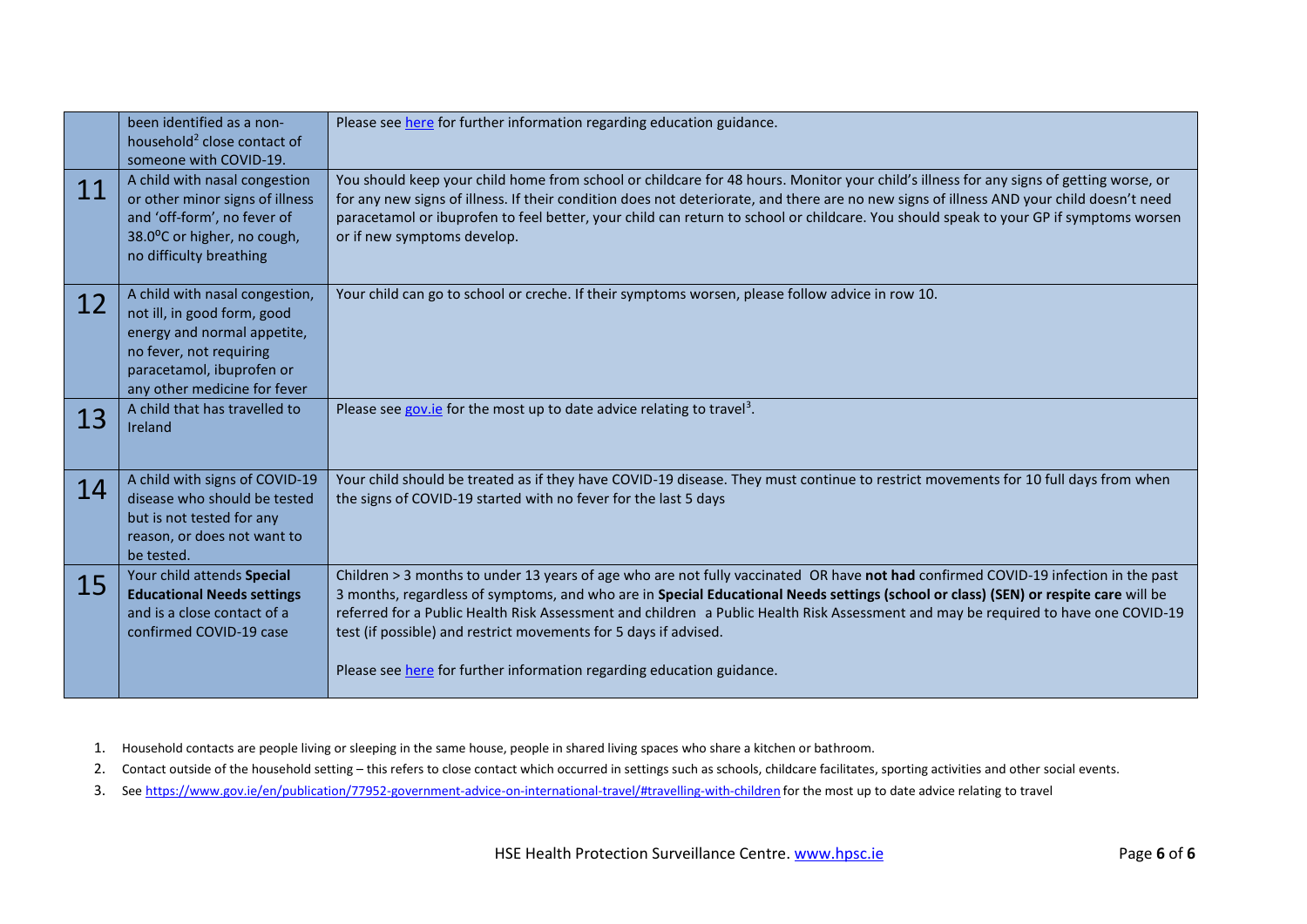| | | |
|---|---|---|
| | been identified as a non-household[2] close contact of someone with COVID-19. | Please see here for further information regarding education guidance. |
| 11 | A child with nasal congestion or other minor signs of illness and 'off-form', no fever of 38.0°C or higher, no cough, no difficulty breathing | You should keep your child home from school or childcare for 48 hours. Monitor your child's illness for any signs of getting worse, or for any new signs of illness. If their condition does not deteriorate, and there are no new signs of illness AND your child doesn't need paracetamol or ibuprofen to feel better, your child can return to school or childcare. You should speak to your GP if symptoms worsen or if new symptoms develop. |
| 12 | A child with nasal congestion, not ill, in good form, good energy and normal appetite, no fever, not requiring paracetamol, ibuprofen or any other medicine for fever | Your child can go to school or creche. If their symptoms worsen, please follow advice in row 10. |
| 13 | A child that has travelled to Ireland | Please see gov.ie for the most up to date advice relating to travel[3]. |
| 14 | A child with signs of COVID-19 disease who should be tested but is not tested for any reason, or does not want to be tested. | Your child should be treated as if they have COVID-19 disease. They must continue to restrict movements for 10 full days from when the signs of COVID-19 started with no fever for the last 5 days |
| 15 | Your child attends **Special Educational Needs settings** and is a close contact of a confirmed COVID-19 case | Children > 3 months to under 13 years of age who are not fully vaccinated OR have **not had** confirmed COVID-19 infection in the past 3 months, regardless of symptoms, and who are in **Special Educational Needs settings (school or class) (SEN) or respite care** will be referred for a Public Health Risk Assessment and children a Public Health Risk Assessment and may be required to have one COVID-19 test (if possible) and restrict movements for 5 days if advised.<br><br>Please see here for further information regarding education guidance. |

1. Household contacts are people living or sleeping in the same house, people in shared living spaces who share a kitchen or bathroom.
2. Contact outside of the household setting – this refers to close contact which occurred in settings such as schools, childcare facilitates, sporting activities and other social events.
3. See https://www.gov.ie/en/publication/77952-government-advice-on-international-travel/#travelling-with-children for the most up to date advice relating to travel

HSE Health Protection Surveillance Centre. www.hpsc.ie